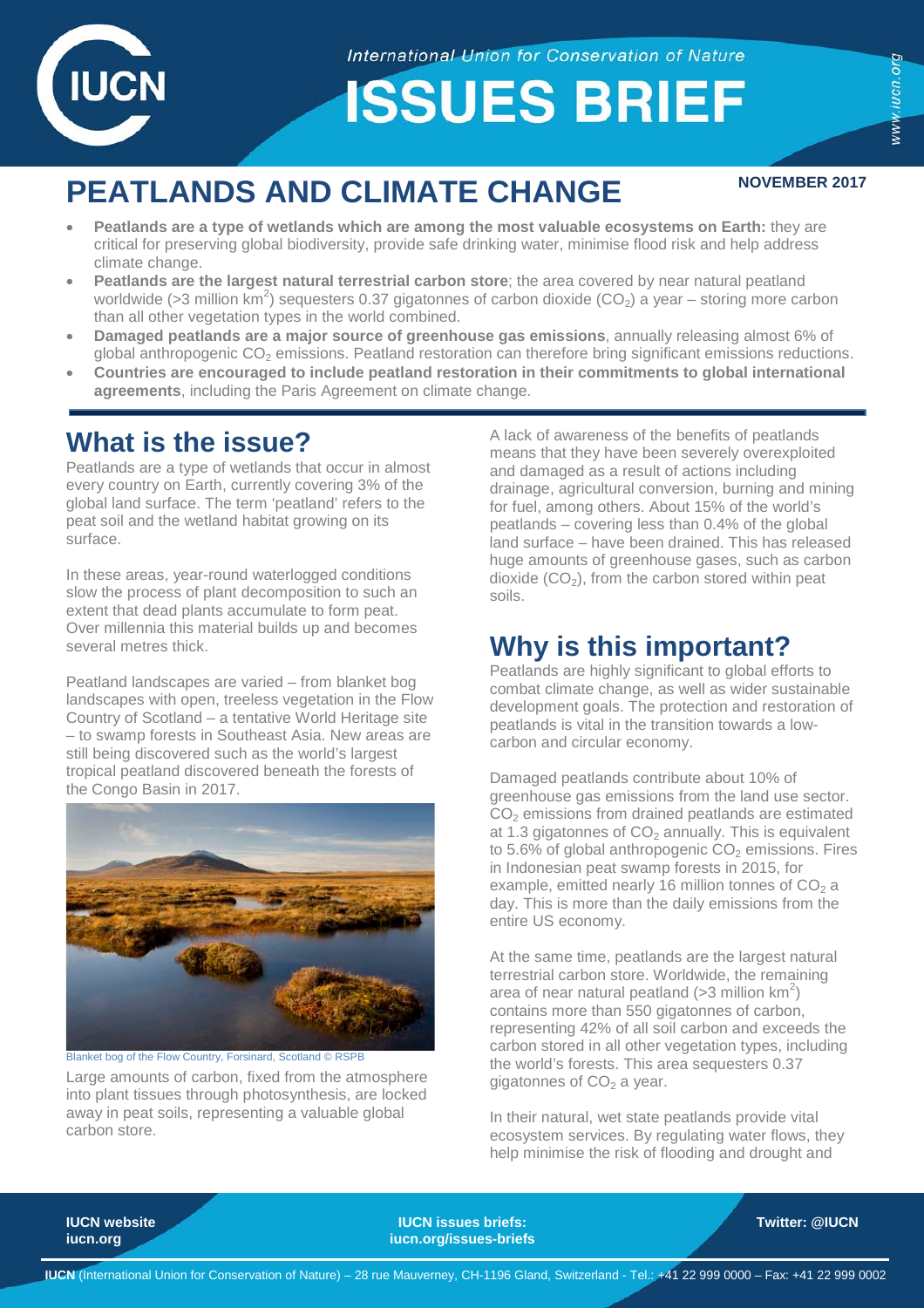International Union for Conservation of Nature

# ISSUES BRIEF

## PEATLANDS AND CLIMATE CHANGE

NOVEMBER 2017

- **Peatlands are a type of wetlands which are among the most valuable ecosystems on Earth:** they are critical for preserving global biodiversity, provide safe drinking water, minimise flood risk and help address climate change.
- **Peatlands are the largest natural terrestrial carbon store**; the area covered by near natural peatland worldwide (>3 million km$^2$) sequesters 0.37 gigatonnes of carbon dioxide ($CO_2$) a year – storing more carbon than all other vegetation types in the world combined.
- **Damaged peatlands are a major source of greenhouse gas emissions**, annually releasing almost 6% of global anthropogenic $CO_2$ emissions. Peatland restoration can therefore bring significant emissions reductions.
- **Countries are encouraged to include peatland restoration in their commitments to global international agreements**, including the Paris Agreement on climate change.

## What is the issue?

Peatlands are a type of wetlands that occur in almost every country on Earth, currently covering 3% of the global land surface. The term 'peatland' refers to the peat soil and the wetland habitat growing on its surface.

In these areas, year-round waterlogged conditions slow the process of plant decomposition to such an extent that dead plants accumulate to form peat. Over millennia this material builds up and becomes several metres thick.

Peatland landscapes are varied – from blanket bog landscapes with open, treeless vegetation in the Flow Country of Scotland – a tentative World Heritage site – to swamp forests in Southeast Asia. New areas are still being discovered such as the world's largest tropical peatland discovered beneath the forests of the Congo Basin in 2017.

Blanket bog of the Flow Country, Forsinard, Scotland © RSPB

Large amounts of carbon, fixed from the atmosphere into plant tissues through photosynthesis, are locked away in peat soils, representing a valuable global carbon store.

A lack of awareness of the benefits of peatlands means that they have been severely overexploited and damaged as a result of actions including drainage, agricultural conversion, burning and mining for fuel, among others. About 15% of the world's peatlands – covering less than 0.4% of the global land surface – have been drained. This has released huge amounts of greenhouse gases, such as carbon dioxide ($CO_2$), from the carbon stored within peat soils.

## Why is this important?

Peatlands are highly significant to global efforts to combat climate change, as well as wider sustainable development goals. The protection and restoration of peatlands is vital in the transition towards a low-carbon and circular economy.

Damaged peatlands contribute about 10% of greenhouse gas emissions from the land use sector. $CO_2$ emissions from drained peatlands are estimated at 1.3 gigatonnes of $CO_2$ annually. This is equivalent to 5.6% of global anthropogenic $CO_2$ emissions. Fires in Indonesian peat swamp forests in 2015, for example, emitted nearly 16 million tonnes of $CO_2$ a day. This is more than the daily emissions from the entire US economy.

At the same time, peatlands are the largest natural terrestrial carbon store. Worldwide, the remaining area of near natural peatland (>3 million km$^2$) contains more than 550 gigatonnes of carbon, representing 42% of all soil carbon and exceeds the carbon stored in all other vegetation types, including the world's forests. This area sequesters 0.37 gigatonnes of $CO_2$ a year.

In their natural, wet state peatlands provide vital ecosystem services. By regulating water flows, they help minimise the risk of flooding and drought and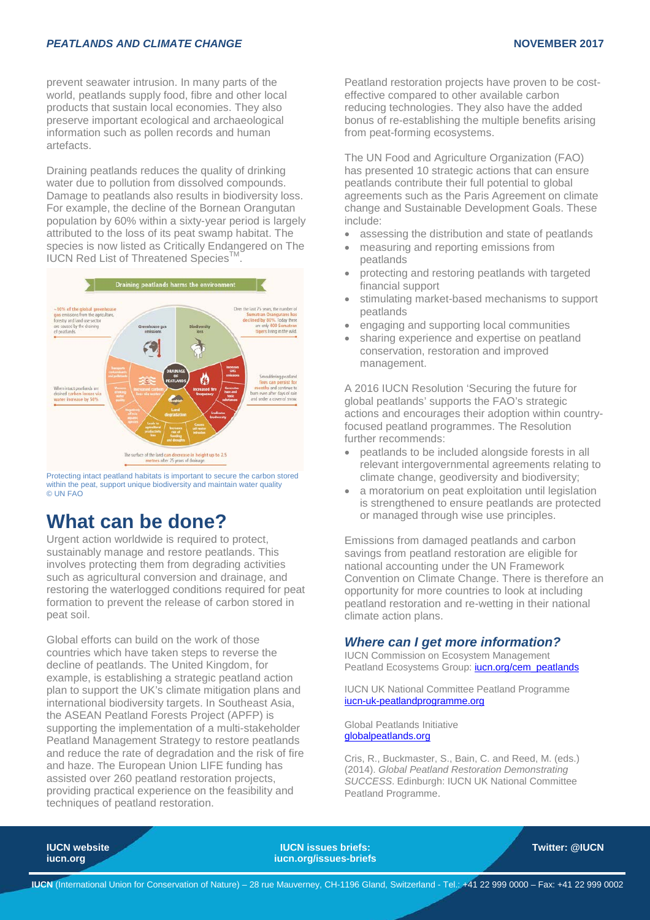prevent seawater intrusion. In many parts of the world, peatlands supply food, fibre and other local products that sustain local economies. They also preserve important ecological and archaeological information such as pollen records and human artefacts.

Draining peatlands reduces the quality of drinking water due to pollution from dissolved compounds. Damage to peatlands also results in biodiversity loss. For example, the decline of the Bornean Orangutan population by 60% within a sixty-year period is largely attributed to the loss of its peat swamp habitat. The species is now listed as Critically Endangered on The IUCN Red List of Threatened Species™.

Draining peatlands harms the environment

~10% of the global greenhouse gas emissions from the agriculture, forestry and land use sector are caused by the draining of peatlands

Over the last 75 years, the number of Sumatran Orangutans has declined by 80%. Today there are only 400 Sumatran tigers living in the wild

Smouldering peatland fires can persist for months and continue to burn even after days of rain and under a cover of snow

When intact peatlands are drained carbon losses via water increase by 50%

The surface of the land can decrease in height up to 2.5 metres after 25 years of drainage

Greenhouse gas emissions

Biodiversity loss

DRAINAGE OF PEATLANDS

Increased fire frequency

Land degradation

Increased carbon loss via water

Transports contaminants and pollutants

Worsens drinking water quality

Negatively affects aquatic species

Increases GHG emissions

Generates haze and toxic substances

Eradicates biodiversity

Leads to agricultural productivity loss

Increases risk of flooding and droughts

Causes salt water intrusion

Protecting intact peatland habitats is important to secure the carbon stored within the peat, support unique biodiversity and maintain water quality © UN FAO

# What can be done?

Urgent action worldwide is required to protect, sustainably manage and restore peatlands. This involves protecting them from degrading activities such as agricultural conversion and drainage, and restoring the waterlogged conditions required for peat formation to prevent the release of carbon stored in peat soil.

Global efforts can build on the work of those countries which have taken steps to reverse the decline of peatlands. The United Kingdom, for example, is establishing a strategic peatland action plan to support the UK's climate mitigation plans and international biodiversity targets. In Southeast Asia, the ASEAN Peatland Forests Project (APFP) is supporting the implementation of a multi-stakeholder Peatland Management Strategy to restore peatlands and reduce the rate of degradation and the risk of fire and haze. The European Union LIFE funding has assisted over 260 peatland restoration projects, providing practical experience on the feasibility and techniques of peatland restoration.

Peatland restoration projects have proven to be cost-effective compared to other available carbon reducing technologies. They also have the added bonus of re-establishing the multiple benefits arising from peat-forming ecosystems.

The UN Food and Agriculture Organization (FAO) has presented 10 strategic actions that can ensure peatlands contribute their full potential to global agreements such as the Paris Agreement on climate change and Sustainable Development Goals. These include:

- assessing the distribution and state of peatlands
- measuring and reporting emissions from peatlands
- protecting and restoring peatlands with targeted financial support
- stimulating market-based mechanisms to support peatlands
- engaging and supporting local communities
- sharing experience and expertise on peatland conservation, restoration and improved management.

A 2016 IUCN Resolution 'Securing the future for global peatlands' supports the FAO's strategic actions and encourages their adoption within country-focused peatland programmes. The Resolution further recommends:

- peatlands to be included alongside forests in all relevant intergovernmental agreements relating to climate change, geodiversity and biodiversity;
- a moratorium on peat exploitation until legislation is strengthened to ensure peatlands are protected or managed through wise use principles.

Emissions from damaged peatlands and carbon savings from peatland restoration are eligible for national accounting under the UN Framework Convention on Climate Change. There is therefore an opportunity for more countries to look at including peatland restoration and re-wetting in their national climate action plans.

## *Where can I get more information?*

IUCN Commission on Ecosystem Management Peatland Ecosystems Group: iucn.org/cem_peatlands

IUCN UK National Committee Peatland Programme iucn-uk-peatlandprogramme.org

Global Peatlands Initiative globalpeatlands.org

Cris, R., Buckmaster, S., Bain, C. and Reed, M. (eds.) (2014). *Global Peatland Restoration Demonstrating SUCCESS*. Edinburgh: IUCN UK National Committee Peatland Programme.